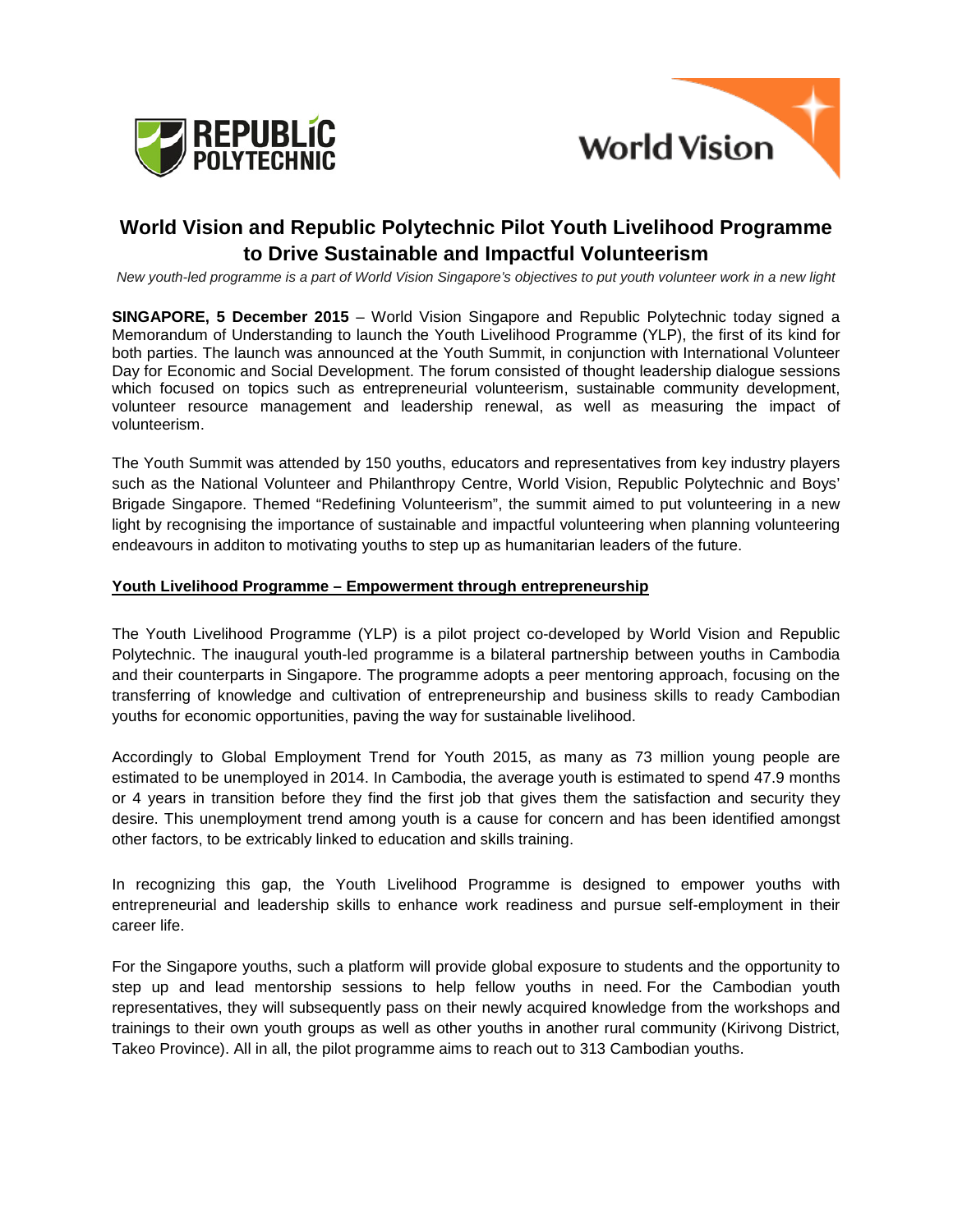# World Vision and Republic Polytechnic Pilot Youth Livelihood Programme to Drive Sustainable and Impactful Volunteerism

*New youth-led programme is a part of World Vision Singapore's objectives to put youth volunteer work in a new light*

**SINGAPORE, 5 December 2015** – World Vision Singapore and Republic Polytechnic today signed a Memorandum of Understanding to launch the Youth Livelihood Programme (YLP), the first of its kind for both parties. The launch was announced at the Youth Summit, in conjunction with International Volunteer Day for Economic and Social Development. The forum consisted of thought leadership dialogue sessions which focused on topics such as entrepreneurial volunteerism, sustainable community development, volunteer resource management and leadership renewal, as well as measuring the impact of volunteerism.

The Youth Summit was attended by 150 youths, educators and representatives from key industry players such as the National Volunteer and Philanthropy Centre, World Vision, Republic Polytechnic and Boys' Brigade Singapore. Themed "Redefining Volunteerism", the summit aimed to put volunteering in a new light by recognising the importance of sustainable and impactful volunteering when planning volunteering endeavours in additon to motivating youths to step up as humanitarian leaders of the future.

## Youth Livelihood Programme – Empowerment through entrepreneurship

The Youth Livelihood Programme (YLP) is a pilot project co-developed by World Vision and Republic Polytechnic. The inaugural youth-led programme is a bilateral partnership between youths in Cambodia and their counterparts in Singapore. The programme adopts a peer mentoring approach, focusing on the transferring of knowledge and cultivation of entrepreneurship and business skills to ready Cambodian youths for economic opportunities, paving the way for sustainable livelihood.

Accordingly to Global Employment Trend for Youth 2015, as many as 73 million young people are estimated to be unemployed in 2014. In Cambodia, the average youth is estimated to spend 47.9 months or 4 years in transition before they find the first job that gives them the satisfaction and security they desire. This unemployment trend among youth is a cause for concern and has been identified amongst other factors, to be extricably linked to education and skills training.

In recognizing this gap, the Youth Livelihood Programme is designed to empower youths with entrepreneurial and leadership skills to enhance work readiness and pursue self-employment in their career life.

For the Singapore youths, such a platform will provide global exposure to students and the opportunity to step up and lead mentorship sessions to help fellow youths in need. For the Cambodian youth representatives, they will subsequently pass on their newly acquired knowledge from the workshops and trainings to their own youth groups as well as other youths in another rural community (Kirivong District, Takeo Province). All in all, the pilot programme aims to reach out to 313 Cambodian youths.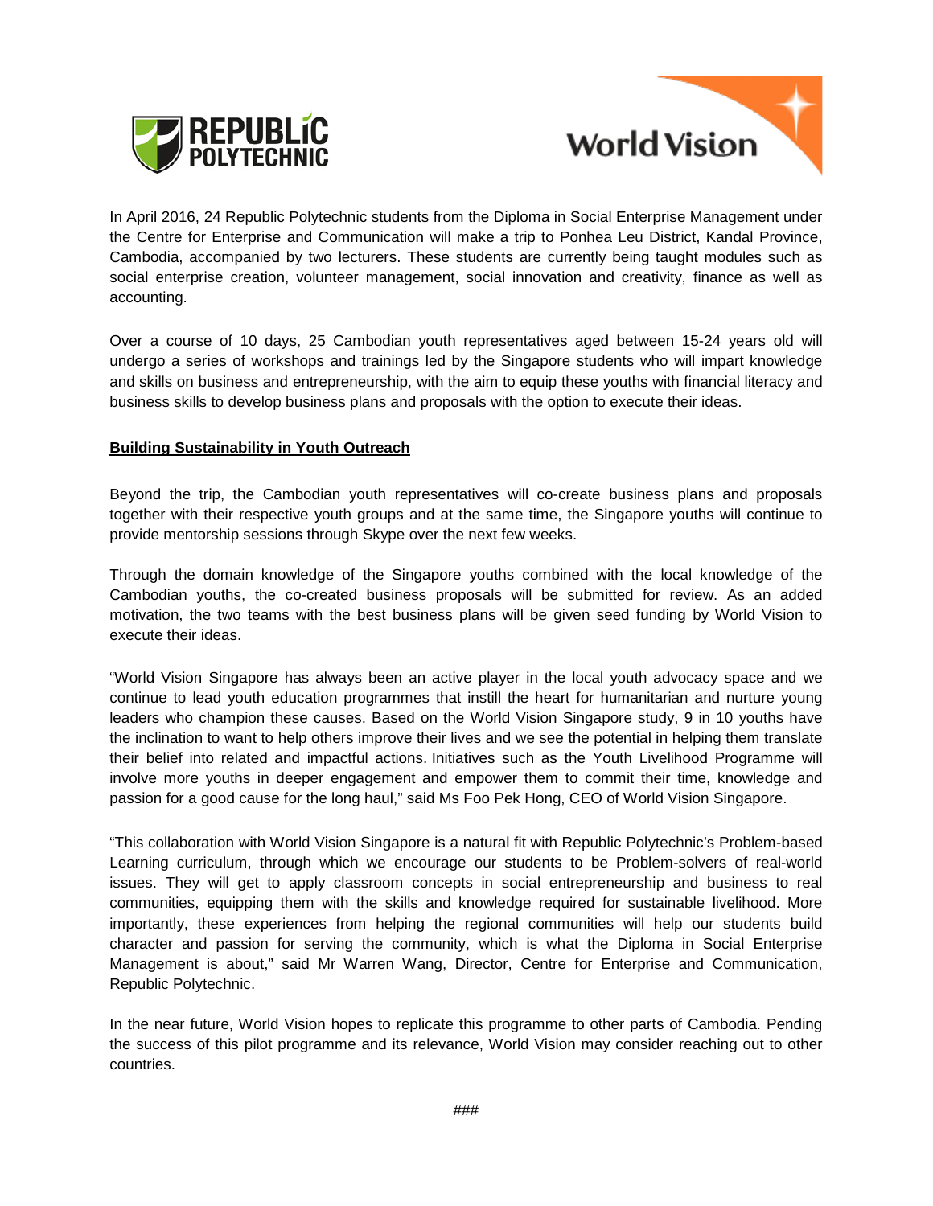In April 2016, 24 Republic Polytechnic students from the Diploma in Social Enterprise Management under the Centre for Enterprise and Communication will make a trip to Ponhea Leu District, Kandal Province, Cambodia, accompanied by two lecturers. These students are currently being taught modules such as social enterprise creation, volunteer management, social innovation and creativity, finance as well as accounting.

Over a course of 10 days, 25 Cambodian youth representatives aged between 15-24 years old will undergo a series of workshops and trainings led by the Singapore students who will impart knowledge and skills on business and entrepreneurship, with the aim to equip these youths with financial literacy and business skills to develop business plans and proposals with the option to execute their ideas.

## Building Sustainability in Youth Outreach

Beyond the trip, the Cambodian youth representatives will co-create business plans and proposals together with their respective youth groups and at the same time, the Singapore youths will continue to provide mentorship sessions through Skype over the next few weeks.

Through the domain knowledge of the Singapore youths combined with the local knowledge of the Cambodian youths, the co-created business proposals will be submitted for review. As an added motivation, the two teams with the best business plans will be given seed funding by World Vision to execute their ideas.

"World Vision Singapore has always been an active player in the local youth advocacy space and we continue to lead youth education programmes that instill the heart for humanitarian and nurture young leaders who champion these causes. Based on the World Vision Singapore study, 9 in 10 youths have the inclination to want to help others improve their lives and we see the potential in helping them translate their belief into related and impactful actions. Initiatives such as the Youth Livelihood Programme will involve more youths in deeper engagement and empower them to commit their time, knowledge and passion for a good cause for the long haul," said Ms Foo Pek Hong, CEO of World Vision Singapore.

"This collaboration with World Vision Singapore is a natural fit with Republic Polytechnic's Problem-based Learning curriculum, through which we encourage our students to be Problem-solvers of real-world issues. They will get to apply classroom concepts in social entrepreneurship and business to real communities, equipping them with the skills and knowledge required for sustainable livelihood. More importantly, these experiences from helping the regional communities will help our students build character and passion for serving the community, which is what the Diploma in Social Enterprise Management is about," said Mr Warren Wang, Director, Centre for Enterprise and Communication, Republic Polytechnic.

In the near future, World Vision hopes to replicate this programme to other parts of Cambodia. Pending the success of this pilot programme and its relevance, World Vision may consider reaching out to other countries.

###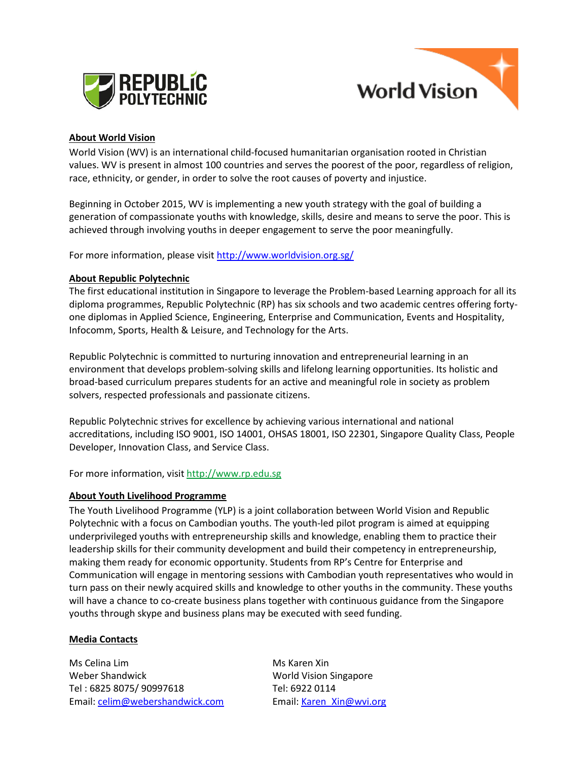## About World Vision

World Vision (WV) is an international child-focused humanitarian organisation rooted in Christian values. WV is present in almost 100 countries and serves the poorest of the poor, regardless of religion, race, ethnicity, or gender, in order to solve the root causes of poverty and injustice.

Beginning in October 2015, WV is implementing a new youth strategy with the goal of building a generation of compassionate youths with knowledge, skills, desire and means to serve the poor. This is achieved through involving youths in deeper engagement to serve the poor meaningfully.

For more information, please visit http://www.worldvision.org.sg/

## About Republic Polytechnic

The first educational institution in Singapore to leverage the Problem-based Learning approach for all its diploma programmes, Republic Polytechnic (RP) has six schools and two academic centres offering forty-one diplomas in Applied Science, Engineering, Enterprise and Communication, Events and Hospitality, Infocomm, Sports, Health & Leisure, and Technology for the Arts.

Republic Polytechnic is committed to nurturing innovation and entrepreneurial learning in an environment that develops problem-solving skills and lifelong learning opportunities. Its holistic and broad-based curriculum prepares students for an active and meaningful role in society as problem solvers, respected professionals and passionate citizens.

Republic Polytechnic strives for excellence by achieving various international and national accreditations, including ISO 9001, ISO 14001, OHSAS 18001, ISO 22301, Singapore Quality Class, People Developer, Innovation Class, and Service Class.

For more information, visit http://www.rp.edu.sg

## About Youth Livelihood Programme

The Youth Livelihood Programme (YLP) is a joint collaboration between World Vision and Republic Polytechnic with a focus on Cambodian youths. The youth-led pilot program is aimed at equipping underprivileged youths with entrepreneurship skills and knowledge, enabling them to practice their leadership skills for their community development and build their competency in entrepreneurship, making them ready for economic opportunity. Students from RP's Centre for Enterprise and Communication will engage in mentoring sessions with Cambodian youth representatives who would in turn pass on their newly acquired skills and knowledge to other youths in the community. These youths will have a chance to co-create business plans together with continuous guidance from the Singapore youths through skype and business plans may be executed with seed funding.

## Media Contacts

Ms Celina Lim
Weber Shandwick
Tel : 6825 8075/ 90997618
Email: celim@webershandwick.com

Ms Karen Xin
World Vision Singapore
Tel: 6922 0114
Email: Karen_Xin@wvi.org